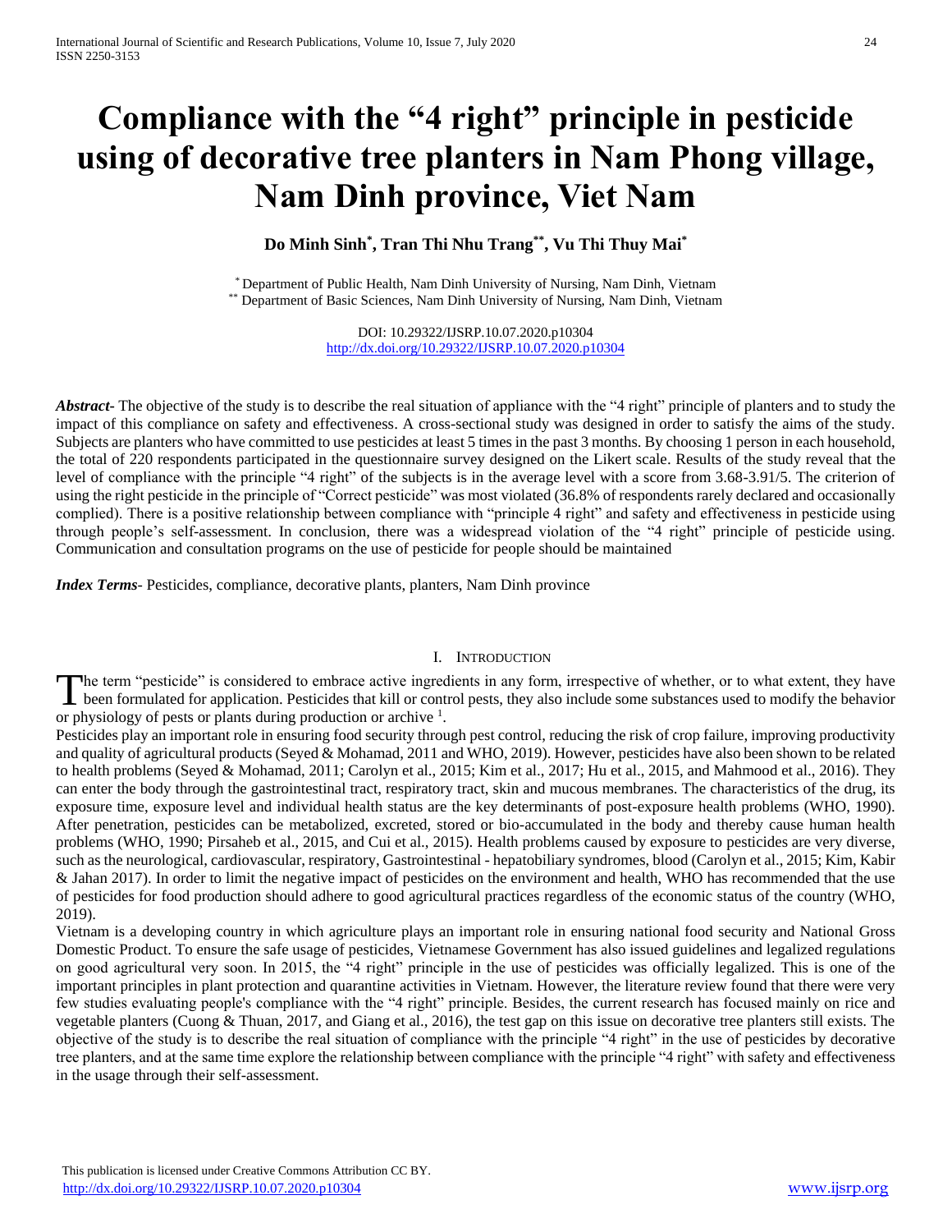# Compliance with the "4 right" principle in pesticide using of decorative tree planters in Nam Phong village, Nam Dinh province, Viet Nam

**Do Minh Sinh[*], Tran Thi Nhu Trang[**], Vu Thi Thuy Mai[*]**

[*] Department of Public Health, Nam Dinh University of Nursing, Nam Dinh, Vietnam
[**] Department of Basic Sciences, Nam Dinh University of Nursing, Nam Dinh, Vietnam

DOI: 10.29322/IJSRP.10.07.2020.p10304
http://dx.doi.org/10.29322/IJSRP.10.07.2020.p10304

***Abstract***- The objective of the study is to describe the real situation of appliance with the "4 right" principle of planters and to study the impact of this compliance on safety and effectiveness. A cross-sectional study was designed in order to satisfy the aims of the study. Subjects are planters who have committed to use pesticides at least 5 times in the past 3 months. By choosing 1 person in each household, the total of 220 respondents participated in the questionnaire survey designed on the Likert scale. Results of the study reveal that the level of compliance with the principle "4 right" of the subjects is in the average level with a score from 3.68-3.91/5. The criterion of using the right pesticide in the principle of "Correct pesticide" was most violated (36.8% of respondents rarely declared and occasionally complied). There is a positive relationship between compliance with "principle 4 right" and safety and effectiveness in pesticide using through people's self-assessment. In conclusion, there was a widespread violation of the "4 right" principle of pesticide using. Communication and consultation programs on the use of pesticide for people should be maintained

***Index Terms***- Pesticides, compliance, decorative plants, planters, Nam Dinh province

## I. Introduction

The term "pesticide" is considered to embrace active ingredients in any form, irrespective of whether, or to what extent, they have been formulated for application. Pesticides that kill or control pests, they also include some substances used to modify the behavior or physiology of pests or plants during production or archive [1].

Pesticides play an important role in ensuring food security through pest control, reducing the risk of crop failure, improving productivity and quality of agricultural products (Seyed & Mohamad, 2011 and WHO, 2019). However, pesticides have also been shown to be related to health problems (Seyed & Mohamad, 2011; Carolyn et al., 2015; Kim et al., 2017; Hu et al., 2015, and Mahmood et al., 2016). They can enter the body through the gastrointestinal tract, respiratory tract, skin and mucous membranes. The characteristics of the drug, its exposure time, exposure level and individual health status are the key determinants of post-exposure health problems (WHO, 1990). After penetration, pesticides can be metabolized, excreted, stored or bio-accumulated in the body and thereby cause human health problems (WHO, 1990; Pirsaheb et al., 2015, and Cui et al., 2015). Health problems caused by exposure to pesticides are very diverse, such as the neurological, cardiovascular, respiratory, Gastrointestinal - hepatobiliary syndromes, blood (Carolyn et al., 2015; Kim, Kabir & Jahan 2017). In order to limit the negative impact of pesticides on the environment and health, WHO has recommended that the use of pesticides for food production should adhere to good agricultural practices regardless of the economic status of the country (WHO, 2019).

Vietnam is a developing country in which agriculture plays an important role in ensuring national food security and National Gross Domestic Product. To ensure the safe usage of pesticides, Vietnamese Government has also issued guidelines and legalized regulations on good agricultural very soon. In 2015, the "4 right" principle in the use of pesticides was officially legalized. This is one of the important principles in plant protection and quarantine activities in Vietnam. However, the literature review found that there were very few studies evaluating people's compliance with the "4 right" principle. Besides, the current research has focused mainly on rice and vegetable planters (Cuong & Thuan, 2017, and Giang et al., 2016), the test gap on this issue on decorative tree planters still exists. The objective of the study is to describe the real situation of compliance with the principle "4 right" in the use of pesticides by decorative tree planters, and at the same time explore the relationship between compliance with the principle "4 right" with safety and effectiveness in the usage through their self-assessment.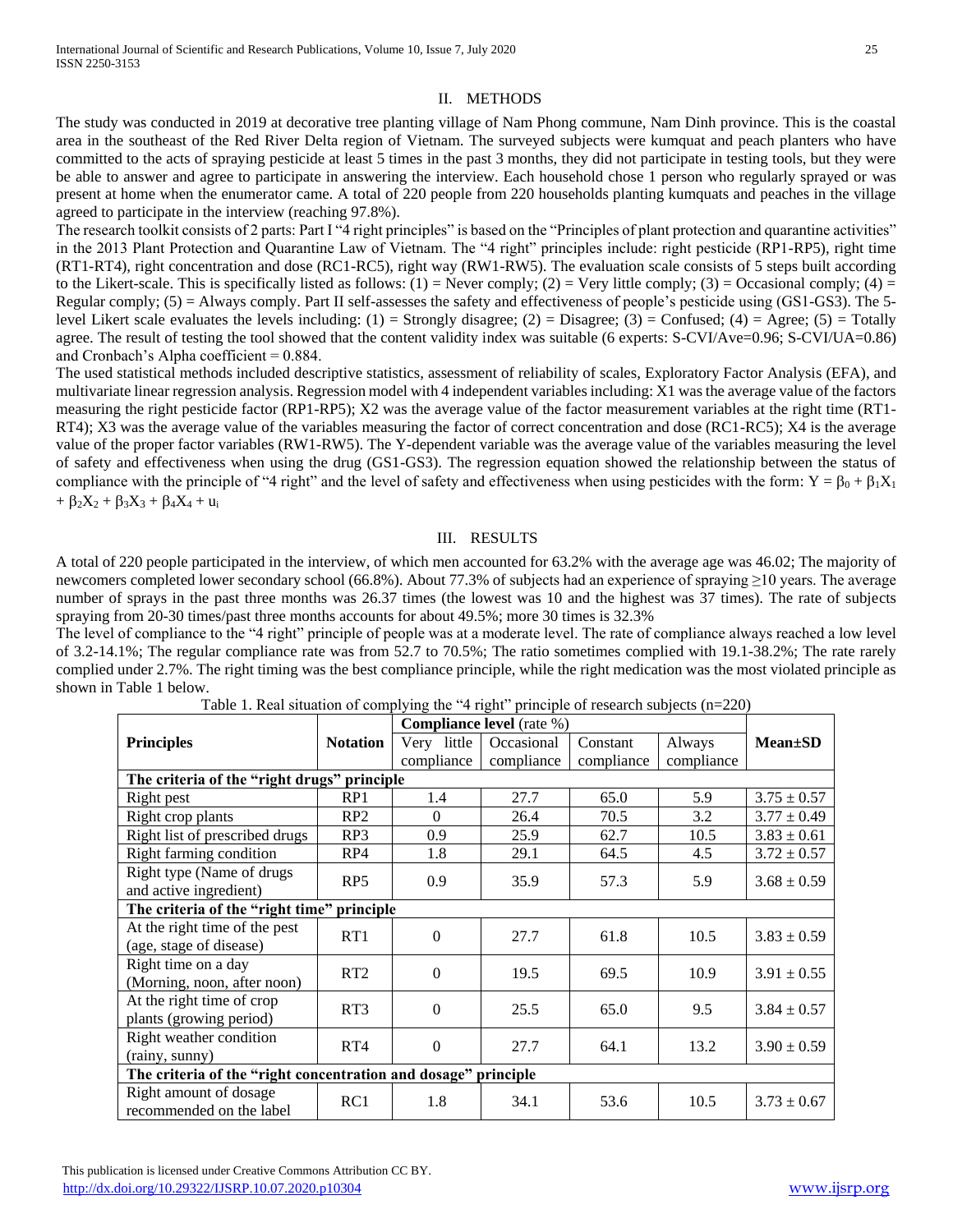## II. METHODS

The study was conducted in 2019 at decorative tree planting village of Nam Phong commune, Nam Dinh province. This is the coastal area in the southeast of the Red River Delta region of Vietnam. The surveyed subjects were kumquat and peach planters who have committed to the acts of spraying pesticide at least 5 times in the past 3 months, they did not participate in testing tools, but they were be able to answer and agree to participate in answering the interview. Each household chose 1 person who regularly sprayed or was present at home when the enumerator came. A total of 220 people from 220 households planting kumquats and peaches in the village agreed to participate in the interview (reaching 97.8%).

The research toolkit consists of 2 parts: Part I "4 right principles" is based on the "Principles of plant protection and quarantine activities" in the 2013 Plant Protection and Quarantine Law of Vietnam. The "4 right" principles include: right pesticide (RP1-RP5), right time (RT1-RT4), right concentration and dose (RC1-RC5), right way (RW1-RW5). The evaluation scale consists of 5 steps built according to the Likert-scale. This is specifically listed as follows: (1) = Never comply; (2) = Very little comply; (3) = Occasional comply; (4) = Regular comply; (5) = Always comply. Part II self-assesses the safety and effectiveness of people's pesticide using (GS1-GS3). The 5-level Likert scale evaluates the levels including: (1) = Strongly disagree; (2) = Disagree; (3) = Confused; (4) = Agree; (5) = Totally agree. The result of testing the tool showed that the content validity index was suitable (6 experts: S-CVI/Ave=0.96; S-CVI/UA=0.86) and Cronbach's Alpha coefficient = 0.884.

The used statistical methods included descriptive statistics, assessment of reliability of scales, Exploratory Factor Analysis (EFA), and multivariate linear regression analysis. Regression model with 4 independent variables including: $X_1$ was the average value of the factors measuring the right pesticide factor (RP1-RP5); $X_2$ was the average value of the factor measurement variables at the right time (RT1-RT4); $X_3$ was the average value of the variables measuring the factor of correct concentration and dose (RC1-RC5); $X_4$ is the average value of the proper factor variables (RW1-RW5). The Y-dependent variable was the average value of the variables measuring the level of safety and effectiveness when using the drug (GS1-GS3). The regression equation showed the relationship between the status of compliance with the principle of "4 right" and the level of safety and effectiveness when using pesticides with the form: $Y = \beta_0 + \beta_1 X_1 + \beta_2 X_2 + \beta_3 X_3 + \beta_4 X_4 + u_i$

## III. RESULTS

A total of 220 people participated in the interview, of which men accounted for 63.2% with the average age was 46.02; The majority of newcomers completed lower secondary school (66.8%). About 77.3% of subjects had an experience of spraying ≥10 years. The average number of sprays in the past three months was 26.37 times (the lowest was 10 and the highest was 37 times). The rate of subjects spraying from 20-30 times/past three months accounts for about 49.5%; more 30 times is 32.3%

The level of compliance to the "4 right" principle of people was at a moderate level. The rate of compliance always reached a low level of 3.2-14.1%; The regular compliance rate was from 52.7 to 70.5%; The ratio sometimes complied with 19.1-38.2%; The rate rarely complied under 2.7%. The right timing was the best compliance principle, while the right medication was the most violated principle as shown in Table 1 below.

Table 1. Real situation of complying the "4 right" principle of research subjects (n=220)

| Principles | Notation | Compliance level (rate %) | | | | Mean±SD |
|---|---|---|---|---|---|---|
| | | Very little compliance | Occasional compliance | Constant compliance | Always compliance | |
| **The criteria of the "right drugs" principle** | | | | | | |
| Right pest | RP1 | 1.4 | 27.7 | 65.0 | 5.9 | 3.75 ± 0.57 |
| Right crop plants | RP2 | 0 | 26.4 | 70.5 | 3.2 | 3.77 ± 0.49 |
| Right list of prescribed drugs | RP3 | 0.9 | 25.9 | 62.7 | 10.5 | 3.83 ± 0.61 |
| Right farming condition | RP4 | 1.8 | 29.1 | 64.5 | 4.5 | 3.72 ± 0.57 |
| Right type (Name of drugs and active ingredient) | RP5 | 0.9 | 35.9 | 57.3 | 5.9 | 3.68 ± 0.59 |
| **The criteria of the "right time" principle** | | | | | | |
| At the right time of the pest (age, stage of disease) | RT1 | 0 | 27.7 | 61.8 | 10.5 | 3.83 ± 0.59 |
| Right time on a day (Morning, noon, after noon) | RT2 | 0 | 19.5 | 69.5 | 10.9 | 3.91 ± 0.55 |
| At the right time of crop plants (growing period) | RT3 | 0 | 25.5 | 65.0 | 9.5 | 3.84 ± 0.57 |
| Right weather condition (rainy, sunny) | RT4 | 0 | 27.7 | 64.1 | 13.2 | 3.90 ± 0.59 |
| **The criteria of the "right concentration and dosage" principle** | | | | | | |
| Right amount of dosage recommended on the label | RC1 | 1.8 | 34.1 | 53.6 | 10.5 | 3.73 ± 0.67 |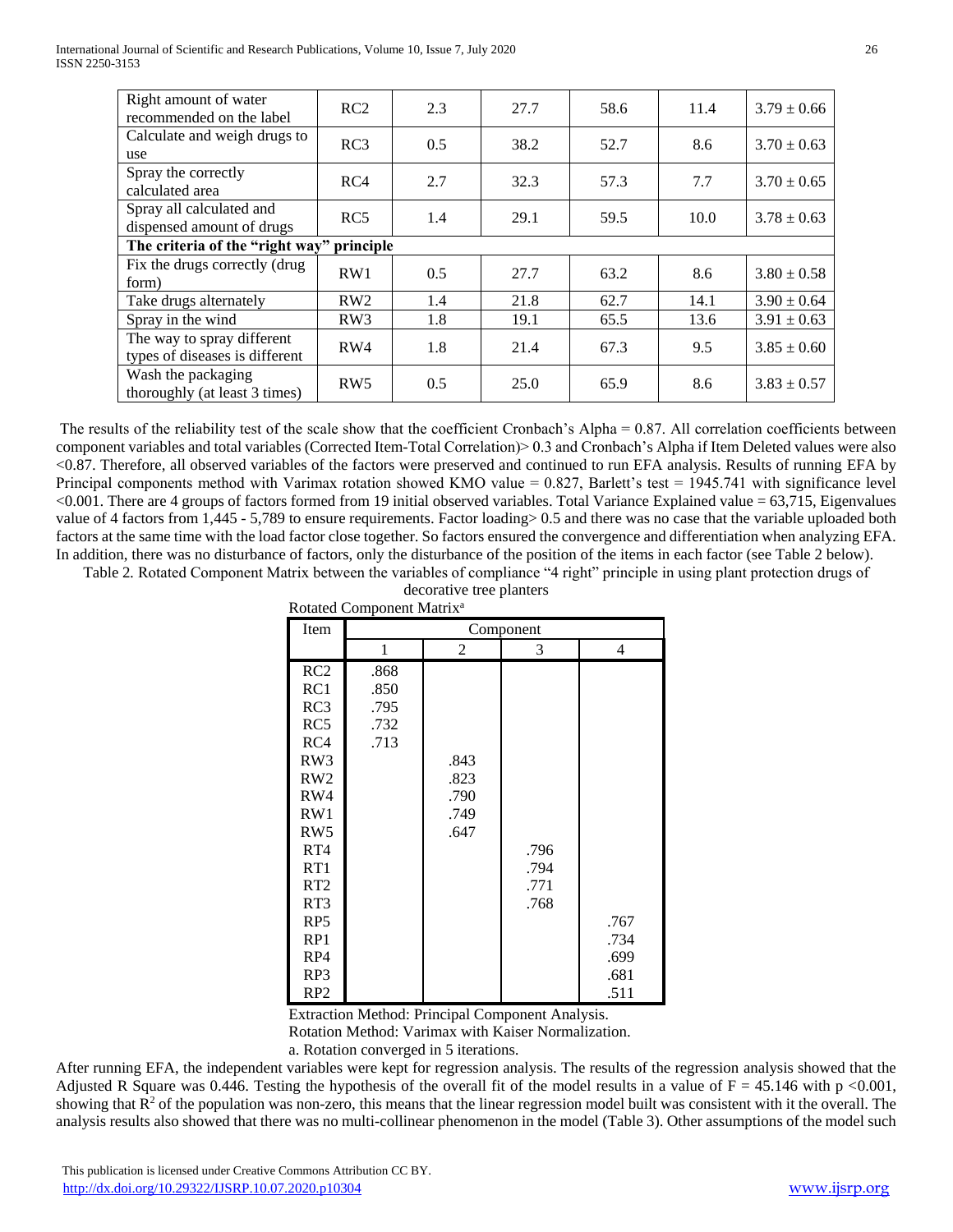| | | | | | | |
|---|---|---|---|---|---|---|
| Right amount of water recommended on the label | RC2 | 2.3 | 27.7 | 58.6 | 11.4 | 3.79 ± 0.66 |
| Calculate and weigh drugs to use | RC3 | 0.5 | 38.2 | 52.7 | 8.6 | 3.70 ± 0.63 |
| Spray the correctly calculated area | RC4 | 2.7 | 32.3 | 57.3 | 7.7 | 3.70 ± 0.65 |
| Spray all calculated and dispensed amount of drugs | RC5 | 1.4 | 29.1 | 59.5 | 10.0 | 3.78 ± 0.63 |
| **The criteria of the "right way" principle** | | | | | | |
| Fix the drugs correctly (drug form) | RW1 | 0.5 | 27.7 | 63.2 | 8.6 | 3.80 ± 0.58 |
| Take drugs alternately | RW2 | 1.4 | 21.8 | 62.7 | 14.1 | 3.90 ± 0.64 |
| Spray in the wind | RW3 | 1.8 | 19.1 | 65.5 | 13.6 | 3.91 ± 0.63 |
| The way to spray different types of diseases is different | RW4 | 1.8 | 21.4 | 67.3 | 9.5 | 3.85 ± 0.60 |
| Wash the packaging thoroughly (at least 3 times) | RW5 | 0.5 | 25.0 | 65.9 | 8.6 | 3.83 ± 0.57 |

The results of the reliability test of the scale show that the coefficient Cronbach's Alpha = 0.87. All correlation coefficients between component variables and total variables (Corrected Item-Total Correlation)> 0.3 and Cronbach's Alpha if Item Deleted values were also <0.87. Therefore, all observed variables of the factors were preserved and continued to run EFA analysis. Results of running EFA by Principal components method with Varimax rotation showed KMO value = 0.827, Barlett's test = 1945.741 with significance level <0.001. There are 4 groups of factors formed from 19 initial observed variables. Total Variance Explained value = 63,715, Eigenvalues value of 4 factors from 1,445 - 5,789 to ensure requirements. Factor loading> 0.5 and there was no case that the variable uploaded both factors at the same time with the load factor close together. So factors ensured the convergence and differentiation when analyzing EFA. In addition, there was no disturbance of factors, only the disturbance of the position of the items in each factor (see Table 2 below).

Table 2. Rotated Component Matrix between the variables of compliance "4 right" principle in using plant protection drugs of decorative tree planters

Rotated Component Matrix[a]

| Item | Component | | | |
|---|---|---|---|---|
| | 1 | 2 | 3 | 4 |
| RC2 | .868 | | | |
| RC1 | .850 | | | |
| RC3 | .795 | | | |
| RC5 | .732 | | | |
| RC4 | .713 | | | |
| RW3 | | .843 | | |
| RW2 | | .823 | | |
| RW4 | | .790 | | |
| RW1 | | .749 | | |
| RW5 | | .647 | | |
| RT4 | | | .796 | |
| RT1 | | | .794 | |
| RT2 | | | .771 | |
| RT3 | | | .768 | |
| RP5 | | | | .767 |
| RP1 | | | | .734 |
| RP4 | | | | .699 |
| RP3 | | | | .681 |
| RP2 | | | | .511 |

Extraction Method: Principal Component Analysis.
Rotation Method: Varimax with Kaiser Normalization.
a. Rotation converged in 5 iterations.

After running EFA, the independent variables were kept for regression analysis. The results of the regression analysis showed that the Adjusted R Square was 0.446. Testing the hypothesis of the overall fit of the model results in a value of $F = 45.146$ with $p < 0.001$, showing that $R^2$ of the population was non-zero, this means that the linear regression model built was consistent with it the overall. The analysis results also showed that there was no multi-collinear phenomenon in the model (Table 3). Other assumptions of the model such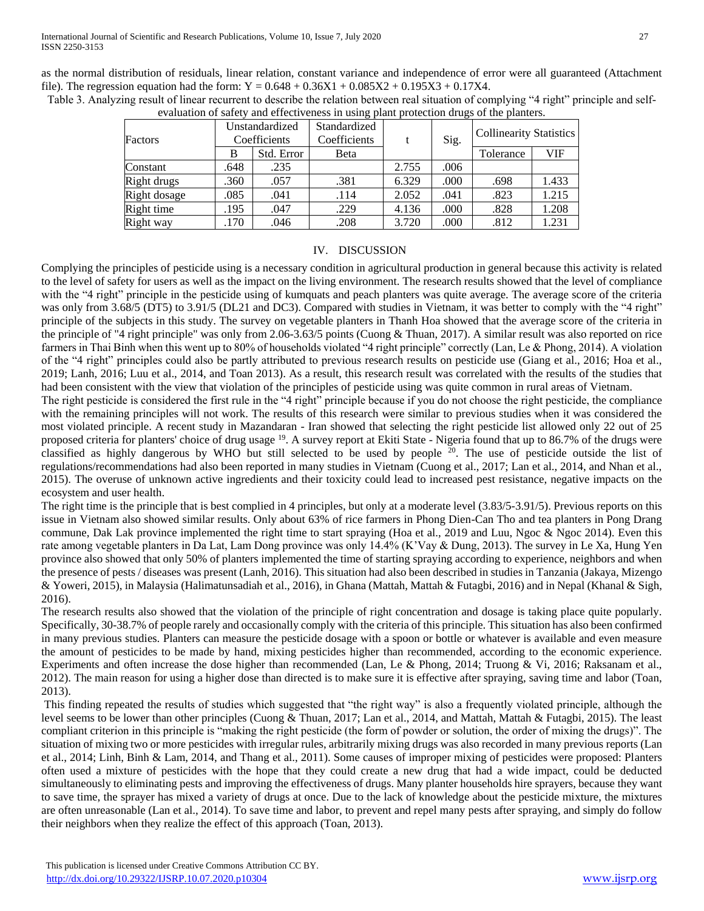as the normal distribution of residuals, linear relation, constant variance and independence of error were all guaranteed (Attachment file). The regression equation had the form: $Y = 0.648 + 0.36X1 + 0.085X2 + 0.195X3 + 0.17X4$.

Table 3. Analyzing result of linear recurrent to describe the relation between real situation of complying "4 right" principle and self-evaluation of safety and effectiveness in using plant protection drugs of the planters.

| Factors | Unstandardized Coefficients | | Standardized Coefficients | t | Sig. | Collinearity Statistics | |
|---|---|---|---|---|---|---|---|
| | B | Std. Error | Beta | | | Tolerance | VIF |
| Constant | .648 | .235 | | 2.755 | .006 | | |
| Right drugs | .360 | .057 | .381 | 6.329 | .000 | .698 | 1.433 |
| Right dosage | .085 | .041 | .114 | 2.052 | .041 | .823 | 1.215 |
| Right time | .195 | .047 | .229 | 4.136 | .000 | .828 | 1.208 |
| Right way | .170 | .046 | .208 | 3.720 | .000 | .812 | 1.231 |

## IV. DISCUSSION

Complying the principles of pesticide using is a necessary condition in agricultural production in general because this activity is related to the level of safety for users as well as the impact on the living environment. The research results showed that the level of compliance with the "4 right" principle in the pesticide using of kumquats and peach planters was quite average. The average score of the criteria was only from 3.68/5 (DT5) to 3.91/5 (DL21 and DC3). Compared with studies in Vietnam, it was better to comply with the "4 right" principle of the subjects in this study. The survey on vegetable planters in Thanh Hoa showed that the average score of the criteria in the principle of "4 right principle" was only from 2.06-3.63/5 points (Cuong & Thuan, 2017). A similar result was also reported on rice farmers in Thai Binh when this went up to 80% of households violated "4 right principle" correctly (Lan, Le & Phong, 2014). A violation of the "4 right" principles could also be partly attributed to previous research results on pesticide use (Giang et al., 2016; Hoa et al., 2019; Lanh, 2016; Luu et al., 2014, and Toan 2013). As a result, this research result was correlated with the results of the studies that had been consistent with the view that violation of the principles of pesticide using was quite common in rural areas of Vietnam.

The right pesticide is considered the first rule in the "4 right" principle because if you do not choose the right pesticide, the compliance with the remaining principles will not work. The results of this research were similar to previous studies when it was considered the most violated principle. A recent study in Mazandaran - Iran showed that selecting the right pesticide list allowed only 22 out of 25 proposed criteria for planters' choice of drug usage [19]. A survey report at Ekiti State - Nigeria found that up to 86.7% of the drugs were classified as highly dangerous by WHO but still selected to be used by people [20]. The use of pesticide outside the list of regulations/recommendations had also been reported in many studies in Vietnam (Cuong et al., 2017; Lan et al., 2014, and Nhan et al., 2015). The overuse of unknown active ingredients and their toxicity could lead to increased pest resistance, negative impacts on the ecosystem and user health.

The right time is the principle that is best complied in 4 principles, but only at a moderate level (3.83/5-3.91/5). Previous reports on this issue in Vietnam also showed similar results. Only about 63% of rice farmers in Phong Dien-Can Tho and tea planters in Pong Drang commune, Dak Lak province implemented the right time to start spraying (Hoa et al., 2019 and Luu, Ngoc & Ngoc 2014). Even this rate among vegetable planters in Da Lat, Lam Dong province was only 14.4% (K'Vay & Dung, 2013). The survey in Le Xa, Hung Yen province also showed that only 50% of planters implemented the time of starting spraying according to experience, neighbors and when the presence of pests / diseases was present (Lanh, 2016). This situation had also been described in studies in Tanzania (Jakaya, Mizengo & Yoweri, 2015), in Malaysia (Halimatunsadiah et al., 2016), in Ghana (Mattah, Mattah & Futagbi, 2016) and in Nepal (Khanal & Sigh, 2016).

The research results also showed that the violation of the principle of right concentration and dosage is taking place quite popularly. Specifically, 30-38.7% of people rarely and occasionally comply with the criteria of this principle. This situation has also been confirmed in many previous studies. Planters can measure the pesticide dosage with a spoon or bottle or whatever is available and even measure the amount of pesticides to be made by hand, mixing pesticides higher than recommended, according to the economic experience. Experiments and often increase the dose higher than recommended (Lan, Le & Phong, 2014; Truong & Vi, 2016; Raksanam et al., 2012). The main reason for using a higher dose than directed is to make sure it is effective after spraying, saving time and labor (Toan, 2013).

This finding repeated the results of studies which suggested that "the right way" is also a frequently violated principle, although the level seems to be lower than other principles (Cuong & Thuan, 2017; Lan et al., 2014, and Mattah, Mattah & Futagbi, 2015). The least compliant criterion in this principle is "making the right pesticide (the form of powder or solution, the order of mixing the drugs)". The situation of mixing two or more pesticides with irregular rules, arbitrarily mixing drugs was also recorded in many previous reports (Lan et al., 2014; Linh, Binh & Lam, 2014, and Thang et al., 2011). Some causes of improper mixing of pesticides were proposed: Planters often used a mixture of pesticides with the hope that they could create a new drug that had a wide impact, could be deducted simultaneously to eliminating pests and improving the effectiveness of drugs. Many planter households hire sprayers, because they want to save time, the sprayer has mixed a variety of drugs at once. Due to the lack of knowledge about the pesticide mixture, the mixtures are often unreasonable (Lan et al., 2014). To save time and labor, to prevent and repel many pests after spraying, and simply do follow their neighbors when they realize the effect of this approach (Toan, 2013).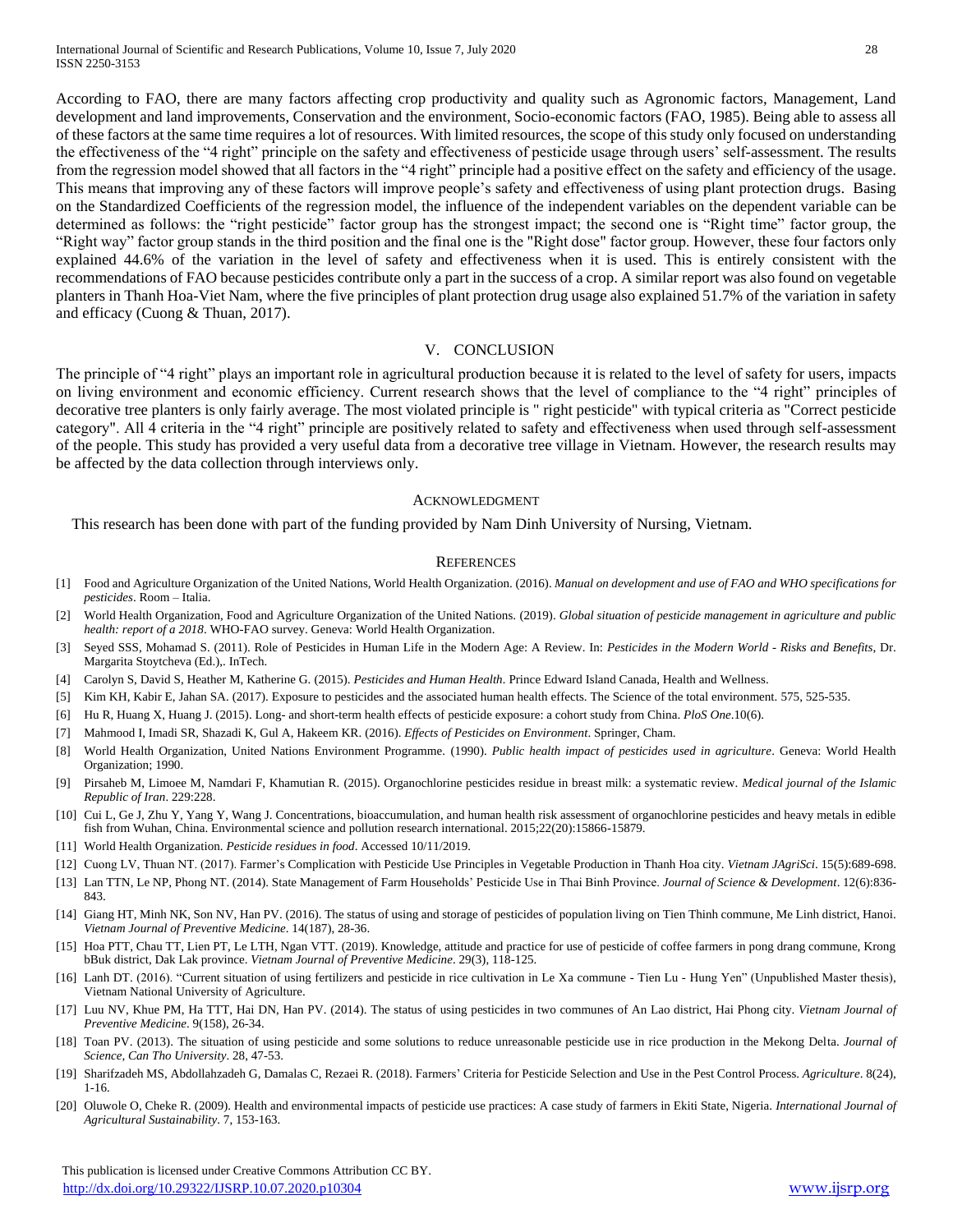According to FAO, there are many factors affecting crop productivity and quality such as Agronomic factors, Management, Land development and land improvements, Conservation and the environment, Socio-economic factors (FAO, 1985). Being able to assess all of these factors at the same time requires a lot of resources. With limited resources, the scope of this study only focused on understanding the effectiveness of the "4 right" principle on the safety and effectiveness of pesticide usage through users' self-assessment. The results from the regression model showed that all factors in the "4 right" principle had a positive effect on the safety and efficiency of the usage. This means that improving any of these factors will improve people's safety and effectiveness of using plant protection drugs. Basing on the Standardized Coefficients of the regression model, the influence of the independent variables on the dependent variable can be determined as follows: the "right pesticide" factor group has the strongest impact; the second one is "Right time" factor group, the "Right way" factor group stands in the third position and the final one is the "Right dose" factor group. However, these four factors only explained 44.6% of the variation in the level of safety and effectiveness when it is used. This is entirely consistent with the recommendations of FAO because pesticides contribute only a part in the success of a crop. A similar report was also found on vegetable planters in Thanh Hoa-Viet Nam, where the five principles of plant protection drug usage also explained 51.7% of the variation in safety and efficacy (Cuong & Thuan, 2017).

## V. CONCLUSION

The principle of "4 right" plays an important role in agricultural production because it is related to the level of safety for users, impacts on living environment and economic efficiency. Current research shows that the level of compliance to the "4 right" principles of decorative tree planters is only fairly average. The most violated principle is " right pesticide" with typical criteria as "Correct pesticide category". All 4 criteria in the "4 right" principle are positively related to safety and effectiveness when used through self-assessment of the people. This study has provided a very useful data from a decorative tree village in Vietnam. However, the research results may be affected by the data collection through interviews only.

## ACKNOWLEDGMENT

This research has been done with part of the funding provided by Nam Dinh University of Nursing, Vietnam.

## REFERENCES

[1] Food and Agriculture Organization of the United Nations, World Health Organization. (2016). *Manual on development and use of FAO and WHO specifications for pesticides*. Room – Italia.

[2] World Health Organization, Food and Agriculture Organization of the United Nations. (2019). *Global situation of pesticide management in agriculture and public health: report of a 2018*. WHO-FAO survey. Geneva: World Health Organization.

[3] Seyed SSS, Mohamad S. (2011). Role of Pesticides in Human Life in the Modern Age: A Review. In: *Pesticides in the Modern World - Risks and Benefits*, Dr. Margarita Stoytcheva (Ed.),. InTech.

[4] Carolyn S, David S, Heather M, Katherine G. (2015). *Pesticides and Human Health*. Prince Edward Island Canada, Health and Wellness.

[5] Kim KH, Kabir E, Jahan SA. (2017). Exposure to pesticides and the associated human health effects. The Science of the total environment. 575, 525-535.

[6] Hu R, Huang X, Huang J. (2015). Long- and short-term health effects of pesticide exposure: a cohort study from China. *PloS One*.10(6).

[7] Mahmood I, Imadi SR, Shazadi K, Gul A, Hakeem KR. (2016). *Effects of Pesticides on Environment*. Springer, Cham.

[8] World Health Organization, United Nations Environment Programme. (1990). *Public health impact of pesticides used in agriculture*. Geneva: World Health Organization; 1990.

[9] Pirsaheb M, Limoee M, Namdari F, Khamutian R. (2015). Organochlorine pesticides residue in breast milk: a systematic review. *Medical journal of the Islamic Republic of Iran*. 229:228.

[10] Cui L, Ge J, Zhu Y, Yang Y, Wang J. Concentrations, bioaccumulation, and human health risk assessment of organochlorine pesticides and heavy metals in edible fish from Wuhan, China. Environmental science and pollution research international. 2015;22(20):15866-15879.

[11] World Health Organization. *Pesticide residues in food*. Accessed 10/11/2019.

[12] Cuong LV, Thuan NT. (2017). Farmer's Complication with Pesticide Use Principles in Vegetable Production in Thanh Hoa city. *Vietnam JAgriSci*. 15(5):689-698.

[13] Lan TTN, Le NP, Phong NT. (2014). State Management of Farm Households' Pesticide Use in Thai Binh Province. *Journal of Science & Development*. 12(6):836-843.

[14] Giang HT, Minh NK, Son NV, Han PV. (2016). The status of using and storage of pesticides of population living on Tien Thinh commune, Me Linh district, Hanoi. *Vietnam Journal of Preventive Medicine*. 14(187), 28-36.

[15] Hoa PTT, Chau TT, Lien PT, Le LTH, Ngan VTT. (2019). Knowledge, attitude and practice for use of pesticide of coffee farmers in pong drang commune, Krong bBuk district, Dak Lak province. *Vietnam Journal of Preventive Medicine*. 29(3), 118-125.

[16] Lanh DT. (2016). "Current situation of using fertilizers and pesticide in rice cultivation in Le Xa commune - Tien Lu - Hung Yen" (Unpublished Master thesis), Vietnam National University of Agriculture.

[17] Luu NV, Khue PM, Ha TTT, Hai DN, Han PV. (2014). The status of using pesticides in two communes of An Lao district, Hai Phong city. *Vietnam Journal of Preventive Medicine*. 9(158), 26-34.

[18] Toan PV. (2013). The situation of using pesticide and some solutions to reduce unreasonable pesticide use in rice production in the Mekong Delta. *Journal of Science, Can Tho University*. 28, 47-53.

[19] Sharifzadeh MS, Abdollahzadeh G, Damalas C, Rezaei R. (2018). Farmers' Criteria for Pesticide Selection and Use in the Pest Control Process. *Agriculture*. 8(24), 1-16.

[20] Oluwole O, Cheke R. (2009). Health and environmental impacts of pesticide use practices: A case study of farmers in Ekiti State, Nigeria. *International Journal of Agricultural Sustainability*. 7, 153-163.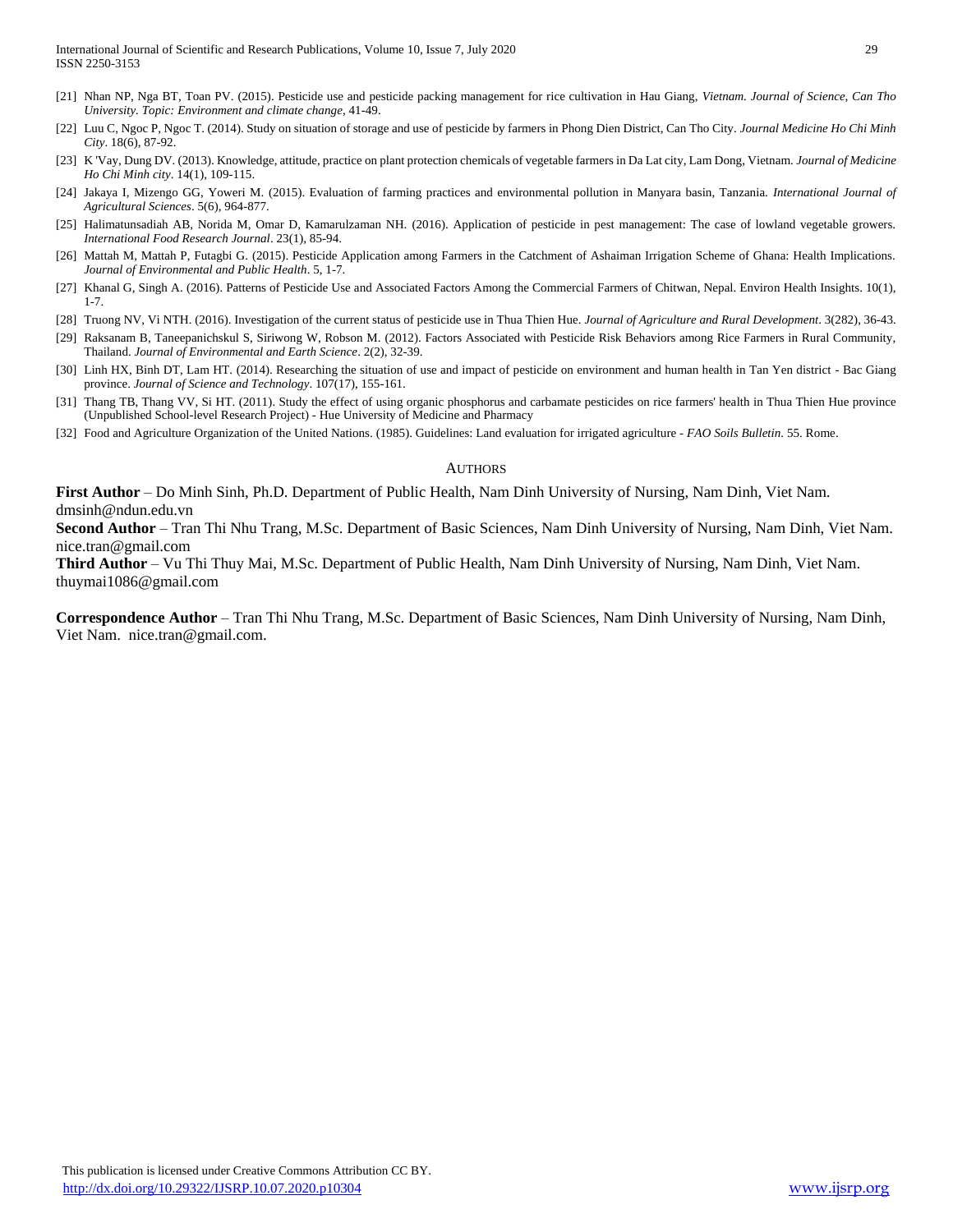[21] Nhan NP, Nga BT, Toan PV. (2015). Pesticide use and pesticide packing management for rice cultivation in Hau Giang, *Vietnam. Journal of Science, Can Tho University. Topic: Environment and climate change*, 41-49.

[22] Luu C, Ngoc P, Ngoc T. (2014). Study on situation of storage and use of pesticide by farmers in Phong Dien District, Can Tho City. *Journal Medicine Ho Chi Minh City*. 18(6), 87-92.

[23] K 'Vay, Dung DV. (2013). Knowledge, attitude, practice on plant protection chemicals of vegetable farmers in Da Lat city, Lam Dong, Vietnam. *Journal of Medicine Ho Chi Minh city*. 14(1), 109-115.

[24] Jakaya I, Mizengo GG, Yoweri M. (2015). Evaluation of farming practices and environmental pollution in Manyara basin, Tanzania. *International Journal of Agricultural Sciences*. 5(6), 964-877.

[25] Halimatunsadiah AB, Norida M, Omar D, Kamarulzaman NH. (2016). Application of pesticide in pest management: The case of lowland vegetable growers. *International Food Research Journal*. 23(1), 85-94.

[26] Mattah M, Mattah P, Futagbi G. (2015). Pesticide Application among Farmers in the Catchment of Ashaiman Irrigation Scheme of Ghana: Health Implications. *Journal of Environmental and Public Health*. 5, 1-7.

[27] Khanal G, Singh A. (2016). Patterns of Pesticide Use and Associated Factors Among the Commercial Farmers of Chitwan, Nepal. Environ Health Insights. 10(1), 1-7.

[28] Truong NV, Vi NTH. (2016). Investigation of the current status of pesticide use in Thua Thien Hue. *Journal of Agriculture and Rural Development*. 3(282), 36-43.

[29] Raksanam B, Taneepanichskul S, Siriwong W, Robson M. (2012). Factors Associated with Pesticide Risk Behaviors among Rice Farmers in Rural Community, Thailand. *Journal of Environmental and Earth Science*. 2(2), 32-39.

[30] Linh HX, Binh DT, Lam HT. (2014). Researching the situation of use and impact of pesticide on environment and human health in Tan Yen district - Bac Giang province. *Journal of Science and Technology*. 107(17), 155-161.

[31] Thang TB, Thang VV, Si HT. (2011). Study the effect of using organic phosphorus and carbamate pesticides on rice farmers' health in Thua Thien Hue province (Unpublished School-level Research Project) - Hue University of Medicine and Pharmacy

[32] Food and Agriculture Organization of the United Nations. (1985). Guidelines: Land evaluation for irrigated agriculture - *FAO Soils Bulletin*. 55. Rome.

## AUTHORS

**First Author** – Do Minh Sinh, Ph.D. Department of Public Health, Nam Dinh University of Nursing, Nam Dinh, Viet Nam. dmsinh@ndun.edu.vn

**Second Author** – Tran Thi Nhu Trang, M.Sc. Department of Basic Sciences, Nam Dinh University of Nursing, Nam Dinh, Viet Nam. nice.tran@gmail.com

**Third Author** – Vu Thi Thuy Mai, M.Sc. Department of Public Health, Nam Dinh University of Nursing, Nam Dinh, Viet Nam. thuymai1086@gmail.com

**Correspondence Author** – Tran Thi Nhu Trang, M.Sc. Department of Basic Sciences, Nam Dinh University of Nursing, Nam Dinh, Viet Nam. nice.tran@gmail.com.